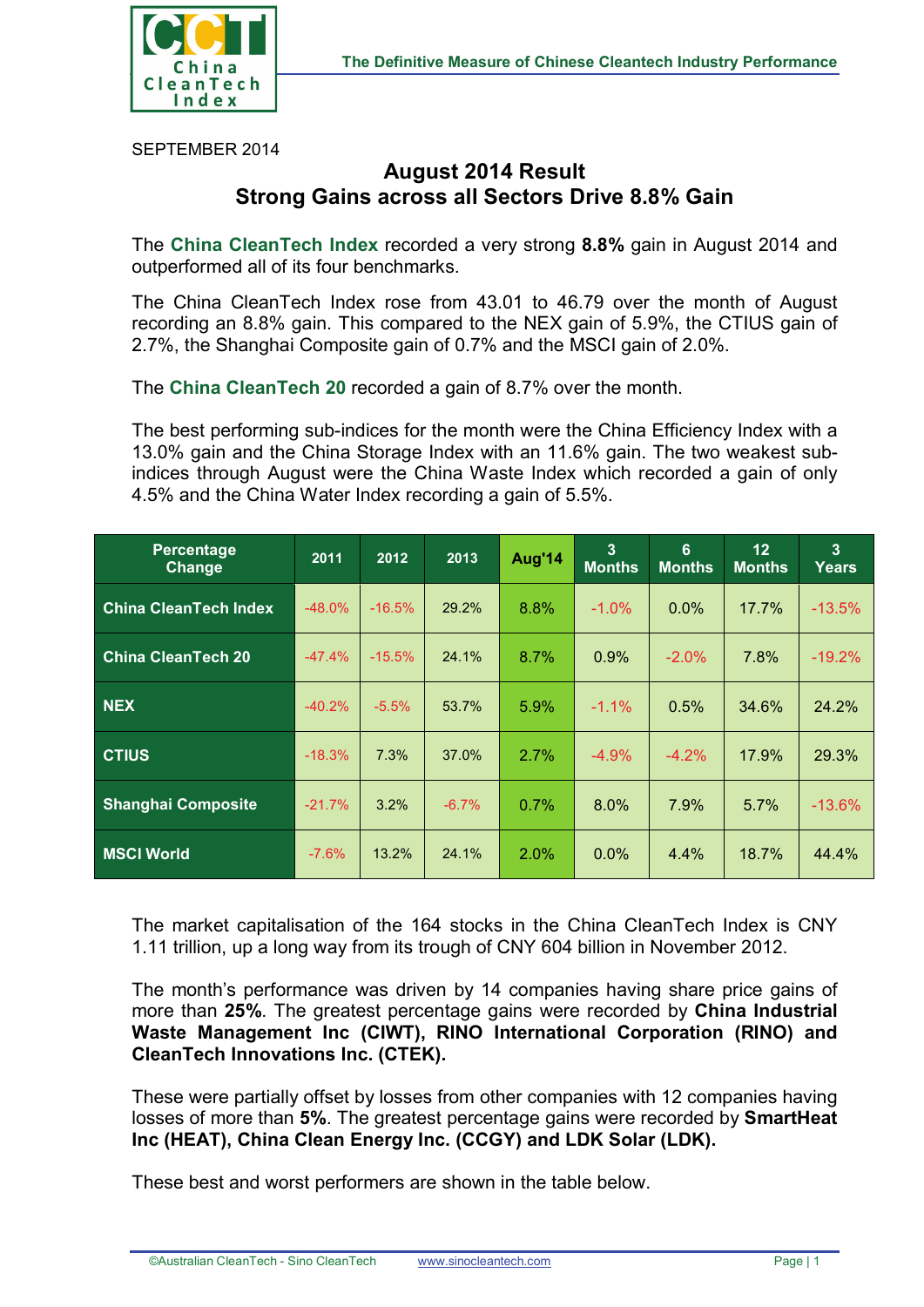SEPTEMBER 2014

## August 2014 Result
## Strong Gains across all Sectors Drive 8.8% Gain

The **China CleanTech Index** recorded a very strong **8.8%** gain in August 2014 and outperformed all of its four benchmarks.

The China CleanTech Index rose from 43.01 to 46.79 over the month of August recording an 8.8% gain. This compared to the NEX gain of 5.9%, the CTIUS gain of 2.7%, the Shanghai Composite gain of 0.7% and the MSCI gain of 2.0%.

The **China CleanTech 20** recorded a gain of 8.7% over the month.

The best performing sub-indices for the month were the China Efficiency Index with a 13.0% gain and the China Storage Index with an 11.6% gain. The two weakest sub-indices through August were the China Waste Index which recorded a gain of only 4.5% and the China Water Index recording a gain of 5.5%.

| Percentage Change | 2011 | 2012 | 2013 | Aug'14 | 3 Months | 6 Months | 12 Months | 3 Years |
|---|---|---|---|---|---|---|---|---|
| China CleanTech Index | -48.0% | -16.5% | 29.2% | 8.8% | -1.0% | 0.0% | 17.7% | -13.5% |
| China CleanTech 20 | -47.4% | -15.5% | 24.1% | 8.7% | 0.9% | -2.0% | 7.8% | -19.2% |
| NEX | -40.2% | -5.5% | 53.7% | 5.9% | -1.1% | 0.5% | 34.6% | 24.2% |
| CTIUS | -18.3% | 7.3% | 37.0% | 2.7% | -4.9% | -4.2% | 17.9% | 29.3% |
| Shanghai Composite | -21.7% | 3.2% | -6.7% | 0.7% | 8.0% | 7.9% | 5.7% | -13.6% |
| MSCI World | -7.6% | 13.2% | 24.1% | 2.0% | 0.0% | 4.4% | 18.7% | 44.4% |

The market capitalisation of the 164 stocks in the China CleanTech Index is CNY 1.11 trillion, up a long way from its trough of CNY 604 billion in November 2012.

The month's performance was driven by 14 companies having share price gains of more than **25%**. The greatest percentage gains were recorded by **China Industrial Waste Management Inc (CIWT), RINO International Corporation (RINO) and CleanTech Innovations Inc. (CTEK).**

These were partially offset by losses from other companies with 12 companies having losses of more than **5%**. The greatest percentage gains were recorded by **SmartHeat Inc (HEAT), China Clean Energy Inc. (CCGY) and LDK Solar (LDK).**

These best and worst performers are shown in the table below.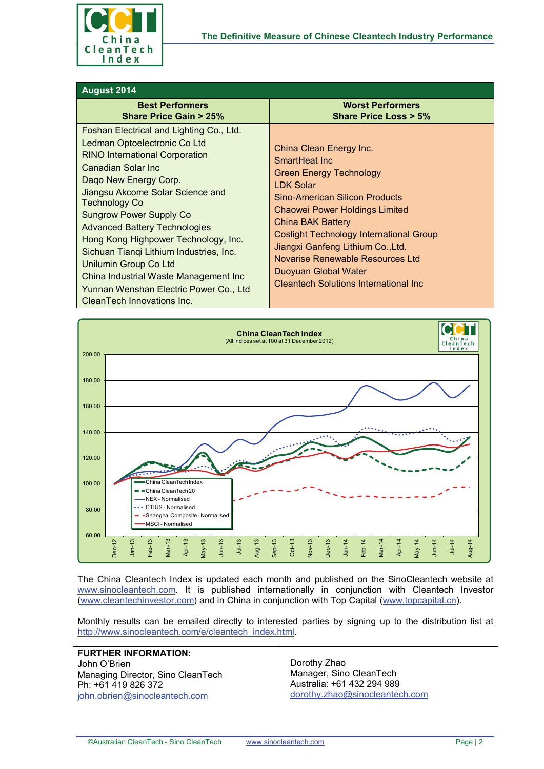## August 2014

| Best Performers<br>Share Price Gain > 25% | Worst Performers<br>Share Price Loss > 5% |
|---|---|
| Foshan Electrical and Lighting Co., Ltd. | China Clean Energy Inc. |
| Ledman Optoelectronic Co Ltd | SmartHeat Inc |
| RINO International Corporation | Green Energy Technology |
| Canadian Solar Inc | LDK Solar |
| Daqo New Energy Corp. | Sino-American Silicon Products |
| Jiangsu Akcome Solar Science and Technology Co | Chaowei Power Holdings Limited |
| Sungrow Power Supply Co | China BAK Battery |
| Advanced Battery Technologies | Coslight Technology International Group |
| Hong Kong Highpower Technology, Inc. | Jiangxi Ganfeng Lithium Co.,Ltd. |
| Sichuan Tianqi Lithium Industries, Inc. | Novarise Renewable Resources Ltd |
| Unilumin Group Co Ltd | Duoyuan Global Water |
| China Industrial Waste Management Inc | Cleantech Solutions International Inc |
| Yunnan Wenshan Electric Power Co., Ltd | |
| CleanTech Innovations Inc. | |

China CleanTech Index
(All Indices set at 100 at 31 December 2012)

200.00
180.00
160.00
140.00
120.00
100.00
80.00
60.00

Dec-12, Jan-13, Feb-13, Mar-13, Apr-13, May-13, Jun-13, Jul-13, Aug-13, Sep-13, Oct-13, Nov-13, Dec-13, Jan-14, Feb-14, Mar-14, Apr-14, May-14, Jun-14, Jul-14, Aug-14

China CleanTech Index
China CleanTech 20
NEX - Normalised
CTIUS - Normalised
Shanghai Composite - Normalised
MSCI - Normalised

The China Cleantech Index is updated each month and published on the SinoCleantech website at www.sinocleantech.com. It is published internationally in conjunction with Cleantech Investor (www.cleantechinvestor.com) and in China in conjunction with Top Capital (www.topcapital.cn).

Monthly results can be emailed directly to interested parties by signing up to the distribution list at http://www.sinocleantech.com/e/cleantech_index.html.

**FURTHER INFORMATION:**

John O'Brien
Managing Director, Sino CleanTech
Ph: +61 419 826 372
john.obrien@sinocleantech.com

Dorothy Zhao
Manager, Sino CleanTech
Australia: +61 432 294 989
dorothy.zhao@sinocleantech.com